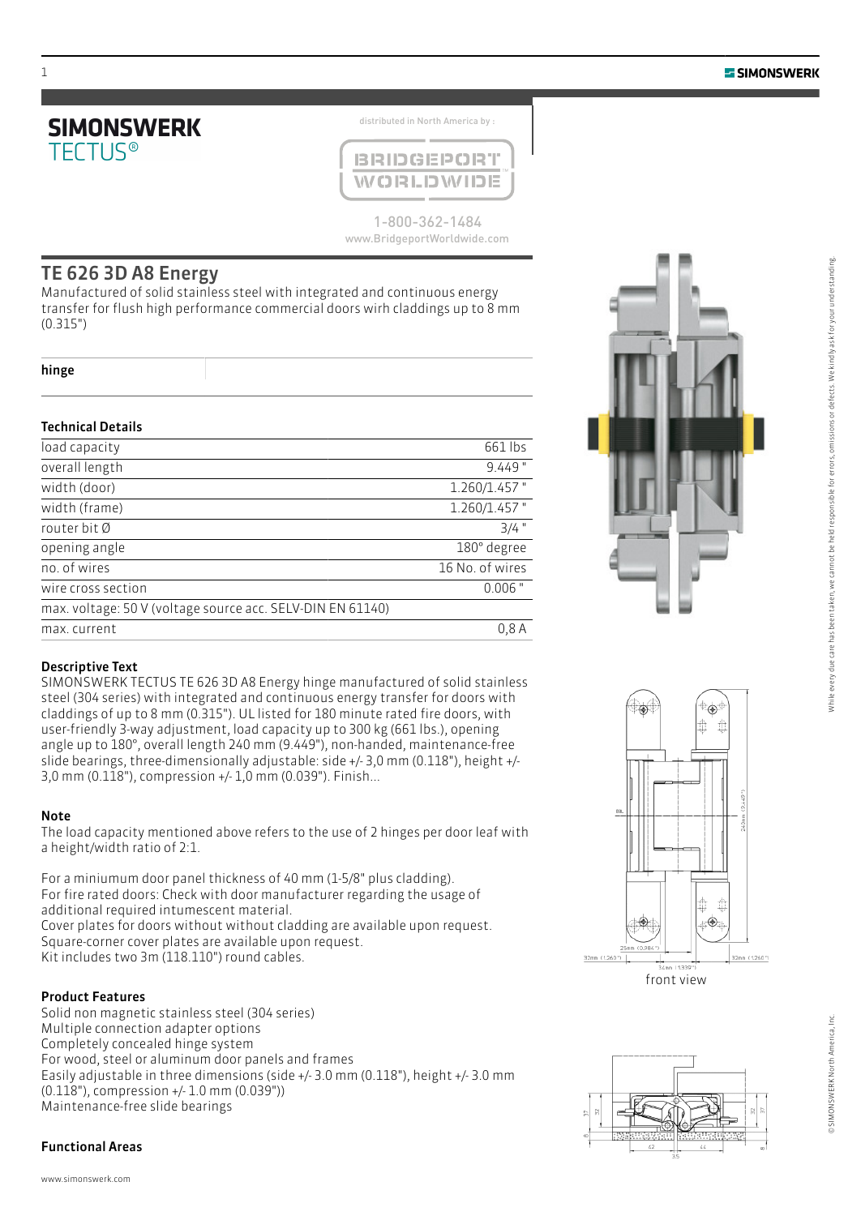# SIMONSWERK TECTUS®

distributed in North America by :

BRIDGEPORT WORLDWIDE

1-800-362-1484
www.BridgeportWorldwide.com

## TE 626 3D A8 Energy

Manufactured of solid stainless steel with integrated and continuous energy transfer for flush high performance commercial doors wirh claddings up to 8 mm (0.315")

**hinge**

### Technical Details

| | |
|---|---|
| load capacity | 661 lbs |
| overall length | 9.449 " |
| width (door) | 1.260/1.457 " |
| width (frame) | 1.260/1.457 " |
| router bit Ø | 3/4 " |
| opening angle | 180° degree |
| no. of wires | 16 No. of wires |
| wire cross section | 0.006 " |
| max. voltage: 50 V (voltage source acc. SELV-DIN EN 61140) | |
| max. current | 0,8 A |

### Descriptive Text

SIMONSWERK TECTUS TE 626 3D A8 Energy hinge manufactured of solid stainless steel (304 series) with integrated and continuous energy transfer for doors with claddings of up to 8 mm (0.315"). UL listed for 180 minute rated fire doors, with user-friendly 3-way adjustment, load capacity up to 300 kg (661 lbs.), opening angle up to 180°, overall length 240 mm (9.449"), non-handed, maintenance-free slide bearings, three-dimensionally adjustable: side +/- 3,0 mm (0.118"), height +/- 3,0 mm (0.118"), compression +/- 1,0 mm (0.039"). Finish...

### Note

The load capacity mentioned above refers to the use of 2 hinges per door leaf with a height/width ratio of 2:1.

For a miniumum door panel thickness of 40 mm (1-5/8" plus cladding).
For fire rated doors: Check with door manufacturer regarding the usage of additional required intumescent material.
Cover plates for doors without without cladding are available upon request.
Square-corner cover plates are available upon request.
Kit includes two 3m (118.110") round cables.

front view

### Product Features

Solid non magnetic stainless steel (304 series)
Multiple connection adapter options
Completely concealed hinge system
For wood, steel or aluminum door panels and frames
Easily adjustable in three dimensions (side +/- 3.0 mm (0.118"), height +/- 3.0 mm (0.118"), compression +/- 1.0 mm (0.039"))
Maintenance-free slide bearings

### Functional Areas

While every due care has been taken, we cannot be held responsible for errors, omissions or defects. We kindly ask for your understanding.

© SIMONSWERK North America, Inc.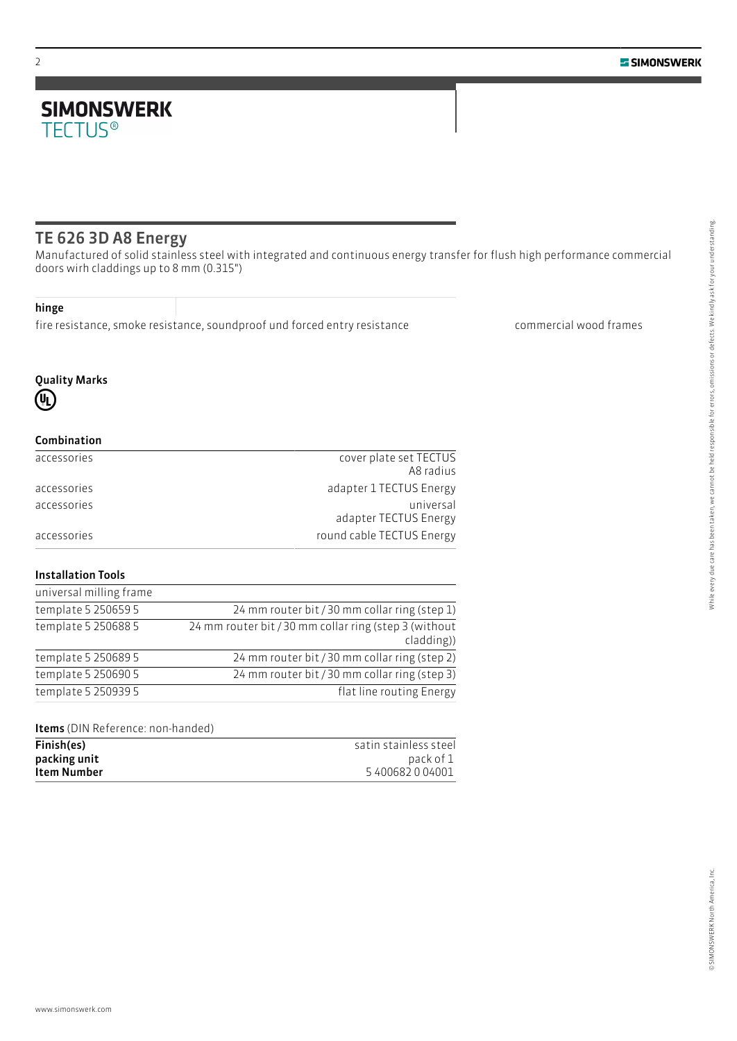**SIMONSWERK**
TECTUS®

## TE 626 3D A8 Energy

Manufactured of solid stainless steel with integrated and continuous energy transfer for flush high performance commercial doors wirh claddings up to 8 mm (0.315")

### hinge

fire resistance, smoke resistance, soundproof und forced entry resistance

commercial wood frames

### Quality Marks

UL

### Combination

| | |
|---|---|
| accessories | cover plate set TECTUS A8 radius |
| accessories | adapter 1 TECTUS Energy |
| accessories | universal adapter TECTUS Energy |
| accessories | round cable TECTUS Energy |

### Installation Tools

| universal milling frame | |
|---|---|
| template 5 250659 5 | 24 mm router bit / 30 mm collar ring (step 1) |
| template 5 250688 5 | 24 mm router bit / 30 mm collar ring (step 3 (without cladding)) |
| template 5 250689 5 | 24 mm router bit / 30 mm collar ring (step 2) |
| template 5 250690 5 | 24 mm router bit / 30 mm collar ring (step 3) |
| template 5 250939 5 | flat line routing Energy |

**Items** (DIN Reference: non-handed)

| | |
|---|---|
| **Finish(es)** | satin stainless steel |
| **packing unit** | pack of 1 |
| **Item Number** | 5 400682 0 04001 |

www.simonswerk.com

While every due care has been taken, we cannot be held responsible for errors, omissions or defects. We kindly ask for your understanding.

© SIMONSWERK North America, Inc.